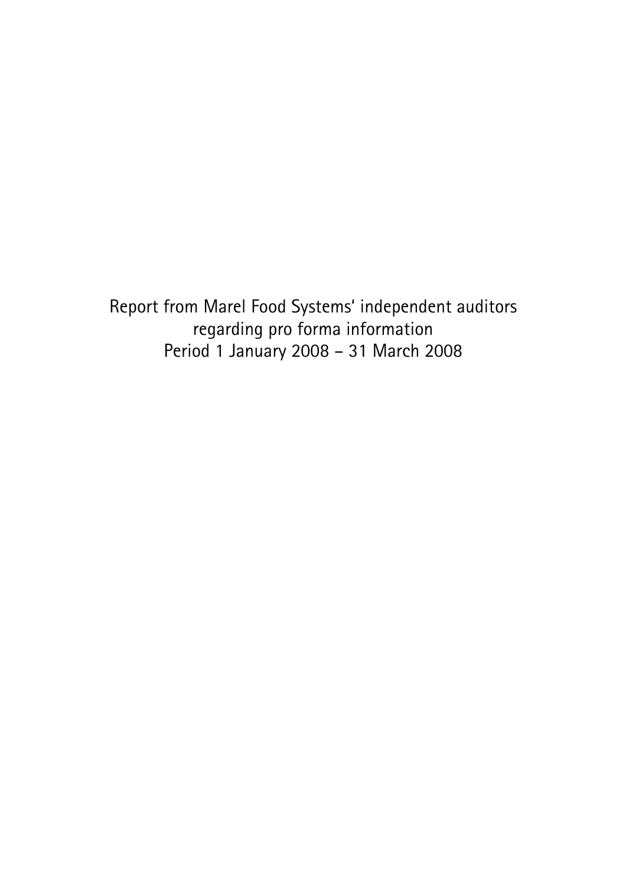Report from Marel Food Systems' independent auditors
regarding pro forma information
Period 1 January 2008 – 31 March 2008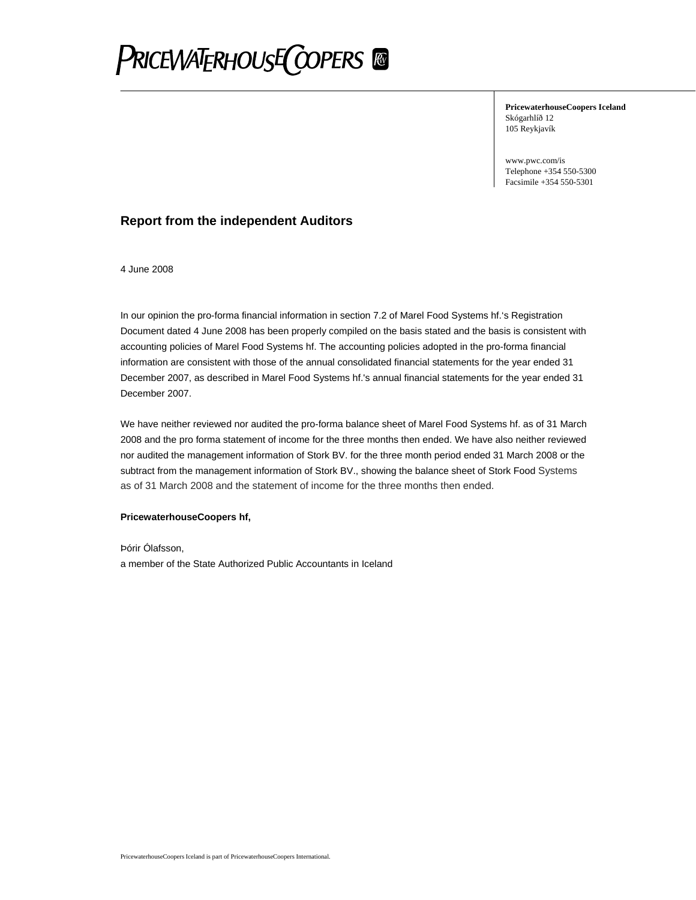PRICEWATERHOUSECOOPERS

**PricewaterhouseCoopers Iceland**
Skógarhlíð 12
105 Reykjavík

www.pwc.com/is
Telephone +354 550-5300
Facsimile +354 550-5301

## Report from the independent Auditors

4 June 2008

In our opinion the pro-forma financial information in section 7.2 of Marel Food Systems hf.'s Registration Document dated 4 June 2008 has been properly compiled on the basis stated and the basis is consistent with accounting policies of Marel Food Systems hf. The accounting policies adopted in the pro-forma financial information are consistent with those of the annual consolidated financial statements for the year ended 31 December 2007, as described in Marel Food Systems hf.'s annual financial statements for the year ended 31 December 2007.

We have neither reviewed nor audited the pro-forma balance sheet of Marel Food Systems hf. as of 31 March 2008 and the pro forma statement of income for the three months then ended. We have also neither reviewed nor audited the management information of Stork BV. for the three month period ended 31 March 2008 or the subtract from the management information of Stork BV., showing the balance sheet of Stork Food Systems as of 31 March 2008 and the statement of income for the three months then ended.

**PricewaterhouseCoopers hf,**

Þórir Ólafsson,
a member of the State Authorized Public Accountants in Iceland

PricewaterhouseCoopers Iceland is part of PricewaterhouseCoopers International.